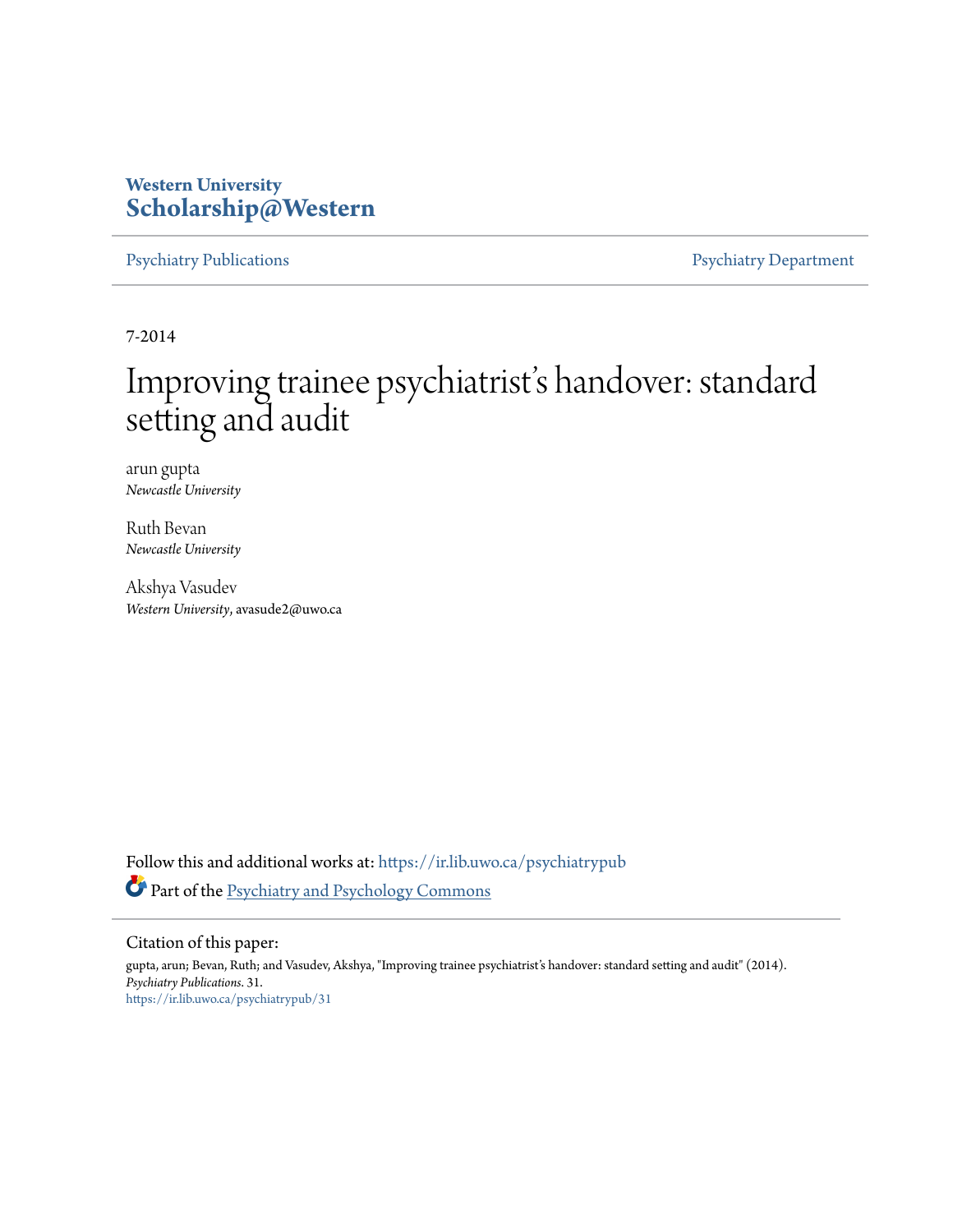**Western University**
**Scholarship@Western**

Psychiatry Publications | Psychiatry Department

7-2014

# Improving trainee psychiatrist's handover: standard setting and audit

arun gupta
*Newcastle University*

Ruth Bevan
*Newcastle University*

Akshya Vasudev
*Western University*, avasude2@uwo.ca

Follow this and additional works at: https://ir.lib.uwo.ca/psychiatrypub

Part of the Psychiatry and Psychology Commons

Citation of this paper:
gupta, arun; Bevan, Ruth; and Vasudev, Akshya, "Improving trainee psychiatrist's handover: standard setting and audit" (2014). *Psychiatry Publications*. 31.
https://ir.lib.uwo.ca/psychiatrypub/31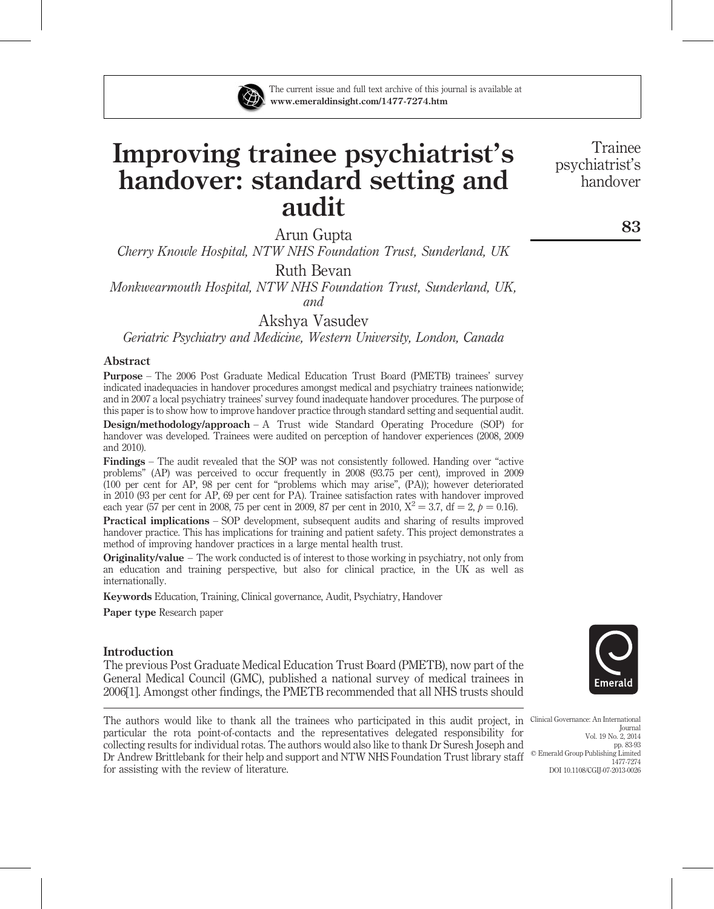The current issue and full text archive of this journal is available at **www.emeraldinsight.com/1477-7274.htm**

# Improving trainee psychiatrist's handover: standard setting and audit

Arun Gupta

*Cherry Knowle Hospital, NTW NHS Foundation Trust, Sunderland, UK*

Ruth Bevan

*Monkwearmouth Hospital, NTW NHS Foundation Trust, Sunderland, UK, and*

Akshya Vasudev

*Geriatric Psychiatry and Medicine, Western University, London, Canada*

## Abstract

**Purpose** – The 2006 Post Graduate Medical Education Trust Board (PMETB) trainees' survey indicated inadequacies in handover procedures amongst medical and psychiatry trainees nationwide; and in 2007 a local psychiatry trainees' survey found inadequate handover procedures. The purpose of this paper is to show how to improve handover practice through standard setting and sequential audit.

**Design/methodology/approach** – A Trust wide Standard Operating Procedure (SOP) for handover was developed. Trainees were audited on perception of handover experiences (2008, 2009 and 2010).

**Findings** – The audit revealed that the SOP was not consistently followed. Handing over "active problems" (AP) was perceived to occur frequently in 2008 (93.75 per cent), improved in 2009 (100 per cent for AP, 98 per cent for "problems which may arise", (PA)); however deteriorated in 2010 (93 per cent for AP, 69 per cent for PA). Trainee satisfaction rates with handover improved each year (57 per cent in 2008, 75 per cent in 2009, 87 per cent in 2010, $X^2 = 3.7$, $df = 2$, $p = 0.16$).

**Practical implications** – SOP development, subsequent audits and sharing of results improved handover practice. This has implications for training and patient safety. This project demonstrates a method of improving handover practices in a large mental health trust.

**Originality/value** – The work conducted is of interest to those working in psychiatry, not only from an education and training perspective, but also for clinical practice, in the UK as well as internationally.

**Keywords** Education, Training, Clinical governance, Audit, Psychiatry, Handover

**Paper type** Research paper

## Introduction

The previous Post Graduate Medical Education Trust Board (PMETB), now part of the General Medical Council (GMC), published a national survey of medical trainees in 2006[1]. Amongst other findings, the PMETB recommended that all NHS trusts should

---

The authors would like to thank all the trainees who participated in this audit project, in particular the rota point-of-contacts and the representatives delegated responsibility for collecting results for individual rotas. The authors would also like to thank Dr Suresh Joseph and Dr Andrew Brittlebank for their help and support and NTW NHS Foundation Trust library staff for assisting with the review of literature.

Clinical Governance: An International Journal
Vol. 19 No. 2, 2014
pp. 83-93
© Emerald Group Publishing Limited
1477-7274
DOI 10.1108/CGIJ-07-2013-0026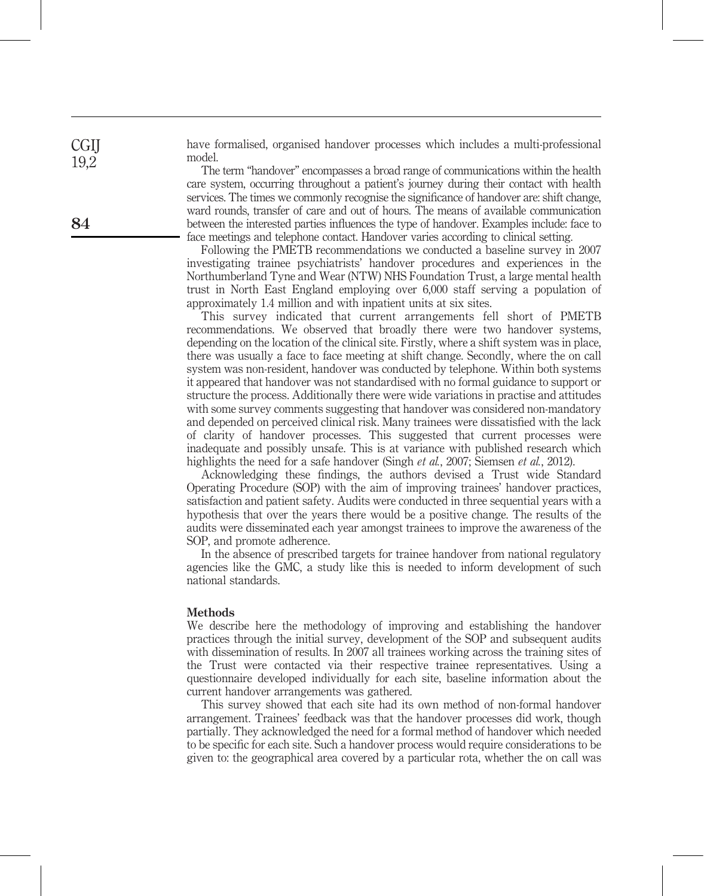have formalised, organised handover processes which includes a multi-professional model.

The term "handover" encompasses a broad range of communications within the health care system, occurring throughout a patient's journey during their contact with health services. The times we commonly recognise the significance of handover are: shift change, ward rounds, transfer of care and out of hours. The means of available communication between the interested parties influences the type of handover. Examples include: face to face meetings and telephone contact. Handover varies according to clinical setting.

Following the PMETB recommendations we conducted a baseline survey in 2007 investigating trainee psychiatrists' handover procedures and experiences in the Northumberland Tyne and Wear (NTW) NHS Foundation Trust, a large mental health trust in North East England employing over 6,000 staff serving a population of approximately 1.4 million and with inpatient units at six sites.

This survey indicated that current arrangements fell short of PMETB recommendations. We observed that broadly there were two handover systems, depending on the location of the clinical site. Firstly, where a shift system was in place, there was usually a face to face meeting at shift change. Secondly, where the on call system was non-resident, handover was conducted by telephone. Within both systems it appeared that handover was not standardised with no formal guidance to support or structure the process. Additionally there were wide variations in practise and attitudes with some survey comments suggesting that handover was considered non-mandatory and depended on perceived clinical risk. Many trainees were dissatisfied with the lack of clarity of handover processes. This suggested that current processes were inadequate and possibly unsafe. This is at variance with published research which highlights the need for a safe handover (Singh *et al.*, 2007; Siemsen *et al.*, 2012).

Acknowledging these findings, the authors devised a Trust wide Standard Operating Procedure (SOP) with the aim of improving trainees' handover practices, satisfaction and patient safety. Audits were conducted in three sequential years with a hypothesis that over the years there would be a positive change. The results of the audits were disseminated each year amongst trainees to improve the awareness of the SOP, and promote adherence.

In the absence of prescribed targets for trainee handover from national regulatory agencies like the GMC, a study like this is needed to inform development of such national standards.

## Methods

We describe here the methodology of improving and establishing the handover practices through the initial survey, development of the SOP and subsequent audits with dissemination of results. In 2007 all trainees working across the training sites of the Trust were contacted via their respective trainee representatives. Using a questionnaire developed individually for each site, baseline information about the current handover arrangements was gathered.

This survey showed that each site had its own method of non-formal handover arrangement. Trainees' feedback was that the handover processes did work, though partially. They acknowledged the need for a formal method of handover which needed to be specific for each site. Such a handover process would require considerations to be given to: the geographical area covered by a particular rota, whether the on call was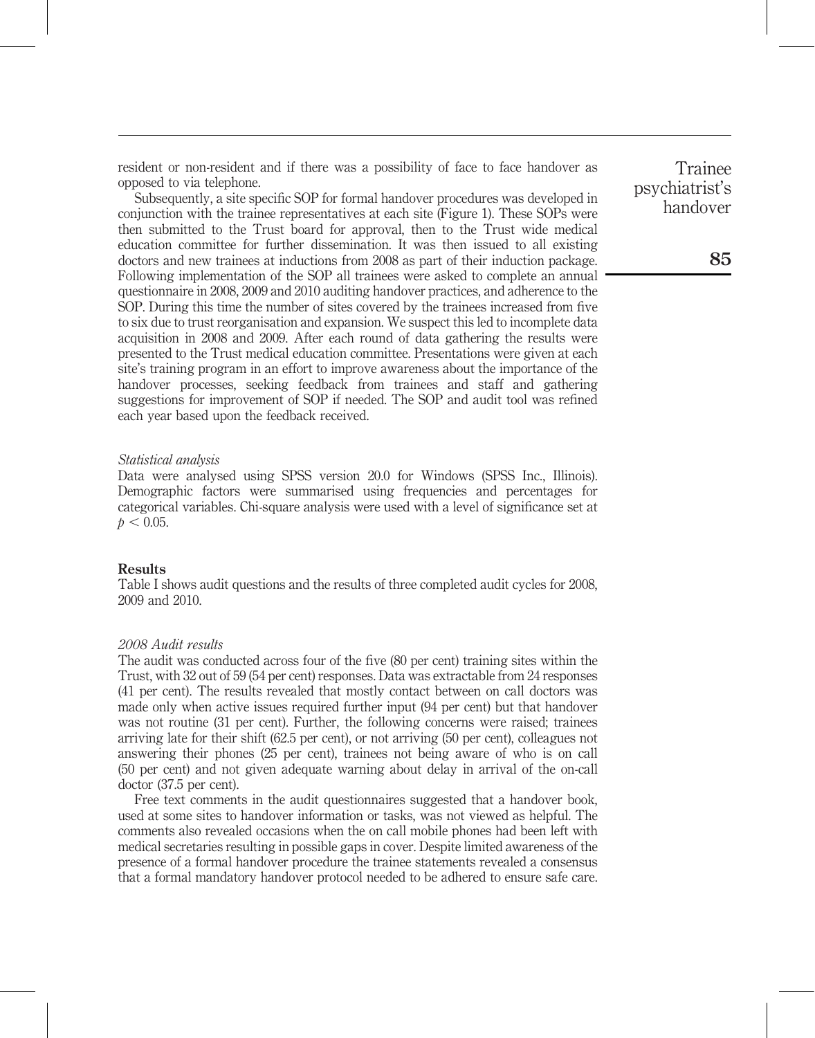resident or non-resident and if there was a possibility of face to face handover as opposed to via telephone.

Subsequently, a site specific SOP for formal handover procedures was developed in conjunction with the trainee representatives at each site (Figure 1). These SOPs were then submitted to the Trust board for approval, then to the Trust wide medical education committee for further dissemination. It was then issued to all existing doctors and new trainees at inductions from 2008 as part of their induction package. Following implementation of the SOP all trainees were asked to complete an annual questionnaire in 2008, 2009 and 2010 auditing handover practices, and adherence to the SOP. During this time the number of sites covered by the trainees increased from five to six due to trust reorganisation and expansion. We suspect this led to incomplete data acquisition in 2008 and 2009. After each round of data gathering the results were presented to the Trust medical education committee. Presentations were given at each site's training program in an effort to improve awareness about the importance of the handover processes, seeking feedback from trainees and staff and gathering suggestions for improvement of SOP if needed. The SOP and audit tool was refined each year based upon the feedback received.

### *Statistical analysis*

Data were analysed using SPSS version 20.0 for Windows (SPSS Inc., Illinois). Demographic factors were summarised using frequencies and percentages for categorical variables. Chi-square analysis were used with a level of significance set at $p < 0.05$.

## Results

Table I shows audit questions and the results of three completed audit cycles for 2008, 2009 and 2010.

### *2008 Audit results*

The audit was conducted across four of the five (80 per cent) training sites within the Trust, with 32 out of 59 (54 per cent) responses. Data was extractable from 24 responses (41 per cent). The results revealed that mostly contact between on call doctors was made only when active issues required further input (94 per cent) but that handover was not routine (31 per cent). Further, the following concerns were raised; trainees arriving late for their shift (62.5 per cent), or not arriving (50 per cent), colleagues not answering their phones (25 per cent), trainees not being aware of who is on call (50 per cent) and not given adequate warning about delay in arrival of the on-call doctor (37.5 per cent).

Free text comments in the audit questionnaires suggested that a handover book, used at some sites to handover information or tasks, was not viewed as helpful. The comments also revealed occasions when the on call mobile phones had been left with medical secretaries resulting in possible gaps in cover. Despite limited awareness of the presence of a formal handover procedure the trainee statements revealed a consensus that a formal mandatory handover protocol needed to be adhered to ensure safe care.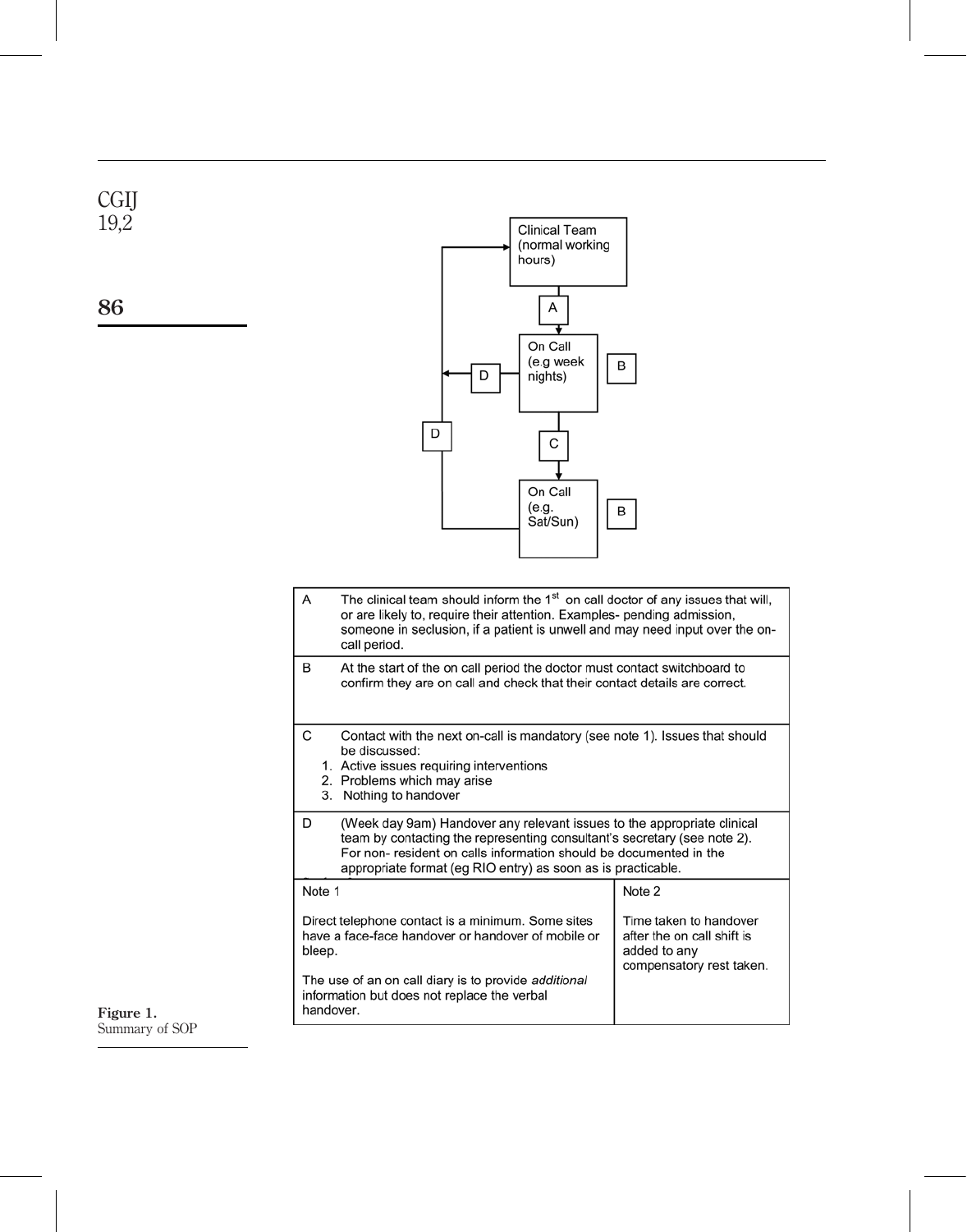Clinical Team (normal working hours)

A

On Call (e.g week nights)

B

D

D

C

On Call (e.g. Sat/Sun)

B

| | |
|---|---|
| A | The clinical team should inform the 1st on call doctor of any issues that will, or are likely to, require their attention. Examples- pending admission, someone in seclusion, if a patient is unwell and may need input over the on-call period. |
| B | At the start of the on call period the doctor must contact switchboard to confirm they are on call and check that their contact details are correct. |
| C | Contact with the next on-call is mandatory (see note 1). Issues that should be discussed:<br>1. Active issues requiring interventions<br>2. Problems which may arise<br>3. Nothing to handover |
| D | (Week day 9am) Handover any relevant issues to the appropriate clinical team by contacting the representing consultant's secretary (see note 2). For non- resident on calls information should be documented in the appropriate format (eg RIO entry) as soon as is practicable. |

| Note 1 | Note 2 |
|---|---|
| Direct telephone contact is a minimum. Some sites have a face-face handover or handover of mobile or bleep.<br><br>The use of an on call diary is to provide *additional* information but does not replace the verbal handover. | Time taken to handover after the on call shift is added to any compensatory rest taken. |

**Figure 1.**
Summary of SOP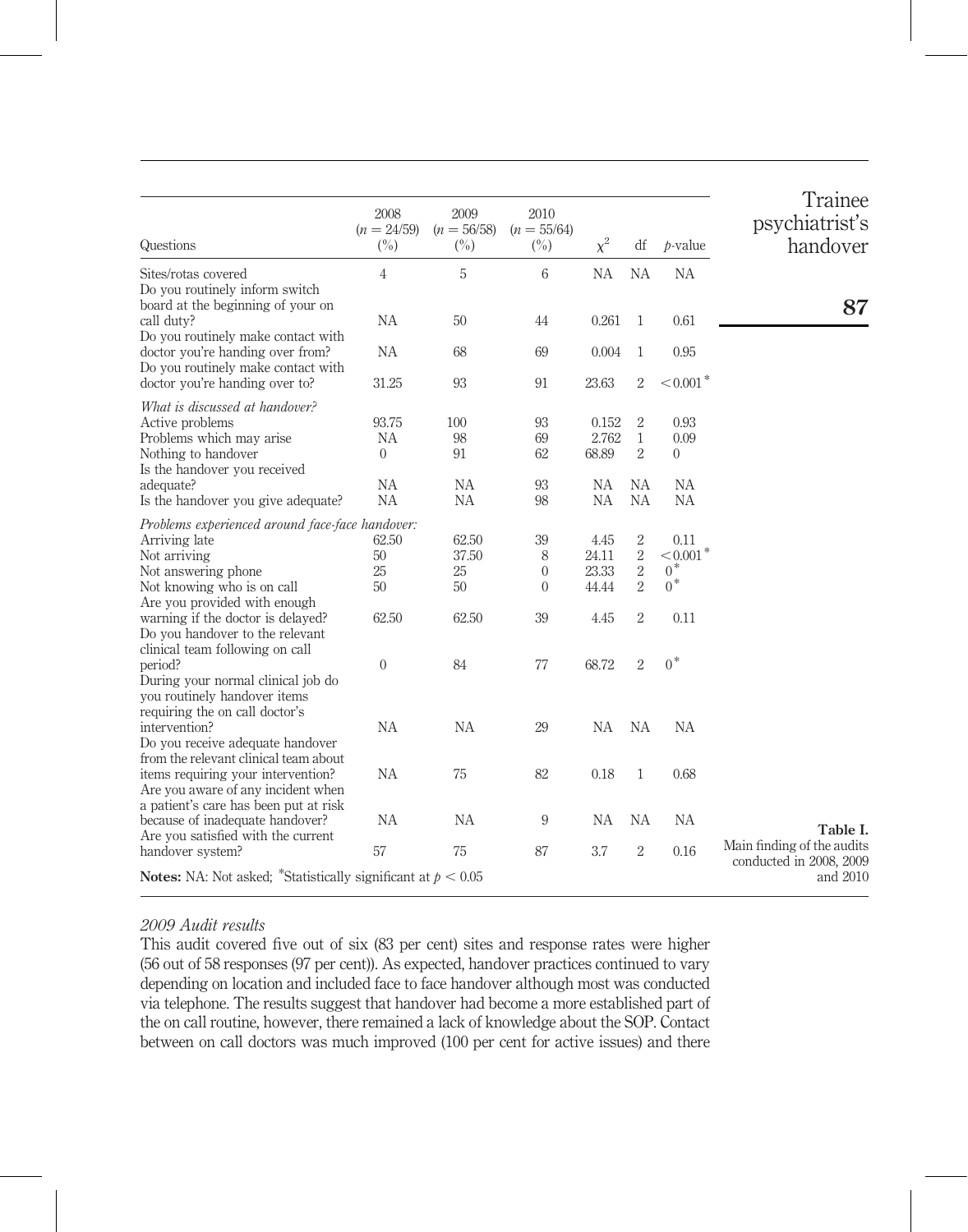| Questions | 2008 ($n = 24/59$) (%) | 2009 ($n = 56/58$) (%) | 2010 ($n = 55/64$) (%) | $\chi^2$ | df | $p$-value |
|---|---|---|---|---|---|---|
| Sites/rotas covered | 4 | 5 | 6 | NA | NA | NA |
| Do you routinely inform switch board at the beginning of your on call duty? | NA | 50 | 44 | 0.261 | 1 | 0.61 |
| Do you routinely make contact with doctor you're handing over from? | NA | 68 | 69 | 0.004 | 1 | 0.95 |
| Do you routinely make contact with doctor you're handing over to? | 31.25 | 93 | 91 | 23.63 | 2 | $< 0.001^*$ |
| *What is discussed at handover?* | | | | | | |
| Active problems | 93.75 | 100 | 93 | 0.152 | 2 | 0.93 |
| Problems which may arise | NA | 98 | 69 | 2.762 | 1 | 0.09 |
| Nothing to handover | 0 | 91 | 62 | 68.89 | 2 | 0 |
| Is the handover you received adequate? | NA | NA | 93 | NA | NA | NA |
| Is the handover you give adequate? | NA | NA | 98 | NA | NA | NA |
| *Problems experienced around face-face handover:* | | | | | | |
| Arriving late | 62.50 | 62.50 | 39 | 4.45 | 2 | 0.11 |
| Not arriving | 50 | 37.50 | 8 | 24.11 | 2 | $< 0.001^*$ |
| Not answering phone | 25 | 25 | 0 | 23.33 | 2 | $0^*$ |
| Not knowing who is on call | 50 | 50 | 0 | 44.44 | 2 | $0^*$ |
| Are you provided with enough warning if the doctor is delayed? | 62.50 | 62.50 | 39 | 4.45 | 2 | 0.11 |
| Do you handover to the relevant clinical team following on call period? | 0 | 84 | 77 | 68.72 | 2 | $0^*$ |
| During your normal clinical job do you routinely handover items requiring the on call doctor's intervention? | NA | NA | 29 | NA | NA | NA |
| Do you receive adequate handover from the relevant clinical team about items requiring your intervention? | NA | 75 | 82 | 0.18 | 1 | 0.68 |
| Are you aware of any incident when a patient's care has been put at risk because of inadequate handover? | NA | NA | 9 | NA | NA | NA |
| Are you satisfied with the current handover system? | 57 | 75 | 87 | 3.7 | 2 | 0.16 |

**Notes:** NA: Not asked; $^*$Statistically significant at $p < 0.05$

**Table I.** Main finding of the audits conducted in 2008, 2009 and 2010

### *2009 Audit results*

This audit covered five out of six (83 per cent) sites and response rates were higher (56 out of 58 responses (97 per cent)). As expected, handover practices continued to vary depending on location and included face to face handover although most was conducted via telephone. The results suggest that handover had become a more established part of the on call routine, however, there remained a lack of knowledge about the SOP. Contact between on call doctors was much improved (100 per cent for active issues) and there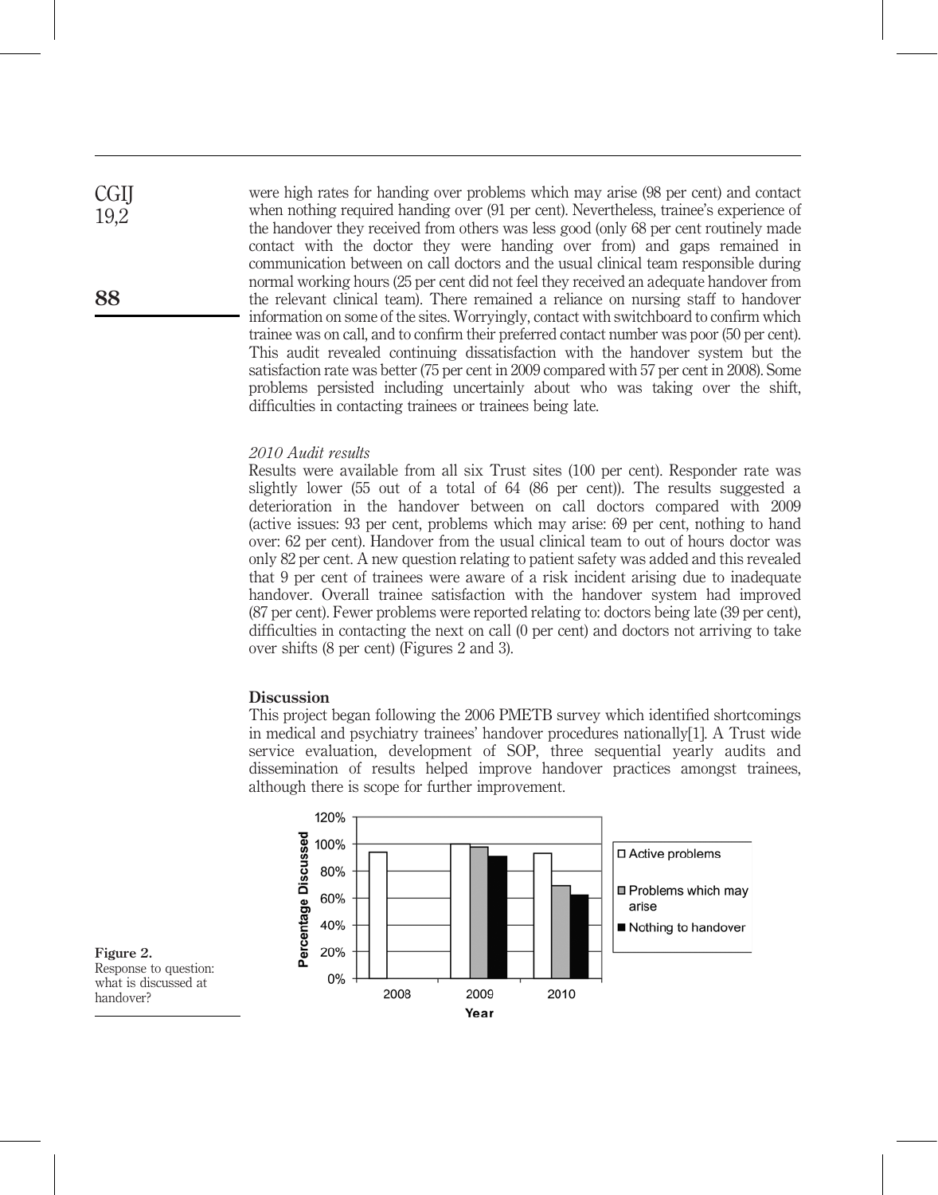were high rates for handing over problems which may arise (98 per cent) and contact when nothing required handing over (91 per cent). Nevertheless, trainee's experience of the handover they received from others was less good (only 68 per cent routinely made contact with the doctor they were handing over from) and gaps remained in communication between on call doctors and the usual clinical team responsible during normal working hours (25 per cent did not feel they received an adequate handover from the relevant clinical team). There remained a reliance on nursing staff to handover information on some of the sites. Worryingly, contact with switchboard to confirm which trainee was on call, and to confirm their preferred contact number was poor (50 per cent). This audit revealed continuing dissatisfaction with the handover system but the satisfaction rate was better (75 per cent in 2009 compared with 57 per cent in 2008). Some problems persisted including uncertainly about who was taking over the shift, difficulties in contacting trainees or trainees being late.

*2010 Audit results*

Results were available from all six Trust sites (100 per cent). Responder rate was slightly lower (55 out of a total of 64 (86 per cent)). The results suggested a deterioration in the handover between on call doctors compared with 2009 (active issues: 93 per cent, problems which may arise: 69 per cent, nothing to hand over: 62 per cent). Handover from the usual clinical team to out of hours doctor was only 82 per cent. A new question relating to patient safety was added and this revealed that 9 per cent of trainees were aware of a risk incident arising due to inadequate handover. Overall trainee satisfaction with the handover system had improved (87 per cent). Fewer problems were reported relating to: doctors being late (39 per cent), difficulties in contacting the next on call (0 per cent) and doctors not arriving to take over shifts (8 per cent) (Figures 2 and 3).

## Discussion

This project began following the 2006 PMETB survey which identified shortcomings in medical and psychiatry trainees' handover procedures nationally[1]. A Trust wide service evaluation, development of SOP, three sequential yearly audits and dissemination of results helped improve handover practices amongst trainees, although there is scope for further improvement.

**Figure 2.** Response to question: what is discussed at handover?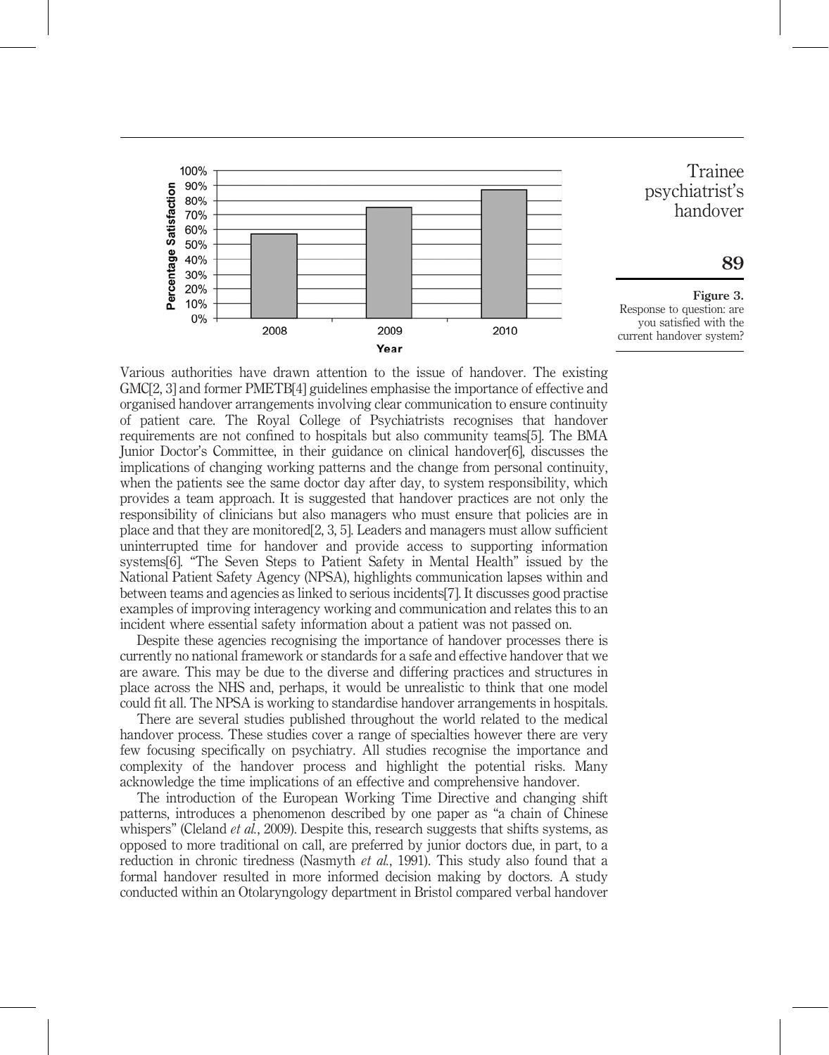Figure 3. Response to question: are you satisfied with the current handover system?

Various authorities have drawn attention to the issue of handover. The existing GMC[2, 3] and former PMETB[4] guidelines emphasise the importance of effective and organised handover arrangements involving clear communication to ensure continuity of patient care. The Royal College of Psychiatrists recognises that handover requirements are not confined to hospitals but also community teams[5]. The BMA Junior Doctor's Committee, in their guidance on clinical handover[6], discusses the implications of changing working patterns and the change from personal continuity, when the patients see the same doctor day after day, to system responsibility, which provides a team approach. It is suggested that handover practices are not only the responsibility of clinicians but also managers who must ensure that policies are in place and that they are monitored[2, 3, 5]. Leaders and managers must allow sufficient uninterrupted time for handover and provide access to supporting information systems[6]. "The Seven Steps to Patient Safety in Mental Health" issued by the National Patient Safety Agency (NPSA), highlights communication lapses within and between teams and agencies as linked to serious incidents[7]. It discusses good practise examples of improving interagency working and communication and relates this to an incident where essential safety information about a patient was not passed on.

Despite these agencies recognising the importance of handover processes there is currently no national framework or standards for a safe and effective handover that we are aware. This may be due to the diverse and differing practices and structures in place across the NHS and, perhaps, it would be unrealistic to think that one model could fit all. The NPSA is working to standardise handover arrangements in hospitals.

There are several studies published throughout the world related to the medical handover process. These studies cover a range of specialties however there are very few focusing specifically on psychiatry. All studies recognise the importance and complexity of the handover process and highlight the potential risks. Many acknowledge the time implications of an effective and comprehensive handover.

The introduction of the European Working Time Directive and changing shift patterns, introduces a phenomenon described by one paper as "a chain of Chinese whispers" (Cleland *et al.*, 2009). Despite this, research suggests that shifts systems, as opposed to more traditional on call, are preferred by junior doctors due, in part, to a reduction in chronic tiredness (Nasmyth *et al.*, 1991). This study also found that a formal handover resulted in more informed decision making by doctors. A study conducted within an Otolaryngology department in Bristol compared verbal handover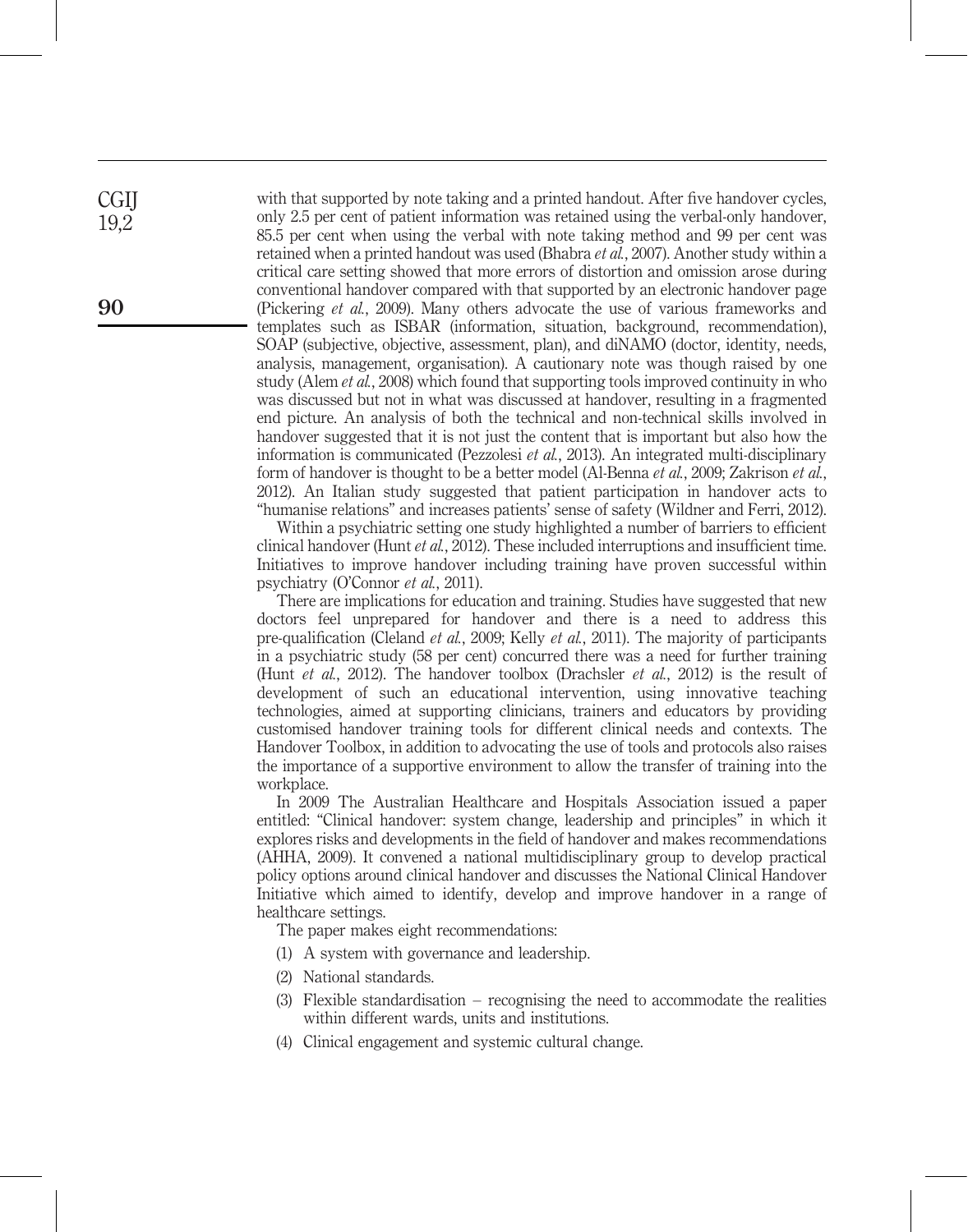with that supported by note taking and a printed handout. After five handover cycles, only 2.5 per cent of patient information was retained using the verbal-only handover, 85.5 per cent when using the verbal with note taking method and 99 per cent was retained when a printed handout was used (Bhabra *et al.*, 2007). Another study within a critical care setting showed that more errors of distortion and omission arose during conventional handover compared with that supported by an electronic handover page (Pickering *et al.*, 2009). Many others advocate the use of various frameworks and templates such as ISBAR (information, situation, background, recommendation), SOAP (subjective, objective, assessment, plan), and diNAMO (doctor, identity, needs, analysis, management, organisation). A cautionary note was though raised by one study (Alem *et al.*, 2008) which found that supporting tools improved continuity in who was discussed but not in what was discussed at handover, resulting in a fragmented end picture. An analysis of both the technical and non-technical skills involved in handover suggested that it is not just the content that is important but also how the information is communicated (Pezzolesi *et al.*, 2013). An integrated multi-disciplinary form of handover is thought to be a better model (Al-Benna *et al.*, 2009; Zakrison *et al.*, 2012). An Italian study suggested that patient participation in handover acts to "humanise relations" and increases patients' sense of safety (Wildner and Ferri, 2012).

Within a psychiatric setting one study highlighted a number of barriers to efficient clinical handover (Hunt *et al.*, 2012). These included interruptions and insufficient time. Initiatives to improve handover including training have proven successful within psychiatry (O'Connor *et al.*, 2011).

There are implications for education and training. Studies have suggested that new doctors feel unprepared for handover and there is a need to address this pre-qualification (Cleland *et al.*, 2009; Kelly *et al.*, 2011). The majority of participants in a psychiatric study (58 per cent) concurred there was a need for further training (Hunt *et al.*, 2012). The handover toolbox (Drachsler *et al.*, 2012) is the result of development of such an educational intervention, using innovative teaching technologies, aimed at supporting clinicians, trainers and educators by providing customised handover training tools for different clinical needs and contexts. The Handover Toolbox, in addition to advocating the use of tools and protocols also raises the importance of a supportive environment to allow the transfer of training into the workplace.

In 2009 The Australian Healthcare and Hospitals Association issued a paper entitled: "Clinical handover: system change, leadership and principles" in which it explores risks and developments in the field of handover and makes recommendations (AHHA, 2009). It convened a national multidisciplinary group to develop practical policy options around clinical handover and discusses the National Clinical Handover Initiative which aimed to identify, develop and improve handover in a range of healthcare settings.

The paper makes eight recommendations:

(1) A system with governance and leadership.

(2) National standards.

(3) Flexible standardisation – recognising the need to accommodate the realities within different wards, units and institutions.

(4) Clinical engagement and systemic cultural change.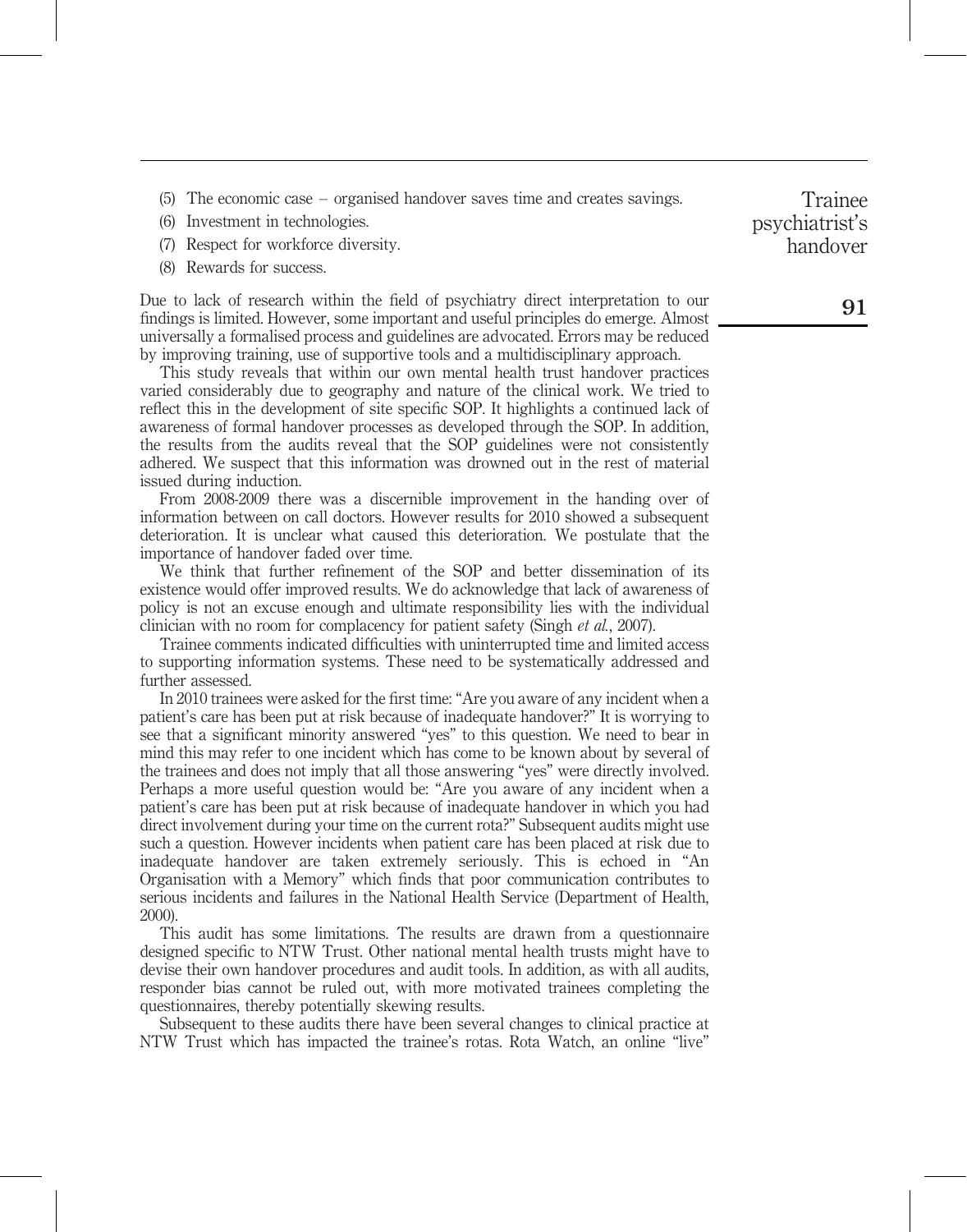(5) The economic case – organised handover saves time and creates savings.
(6) Investment in technologies.
(7) Respect for workforce diversity.
(8) Rewards for success.

Due to lack of research within the field of psychiatry direct interpretation to our findings is limited. However, some important and useful principles do emerge. Almost universally a formalised process and guidelines are advocated. Errors may be reduced by improving training, use of supportive tools and a multidisciplinary approach.

This study reveals that within our own mental health trust handover practices varied considerably due to geography and nature of the clinical work. We tried to reflect this in the development of site specific SOP. It highlights a continued lack of awareness of formal handover processes as developed through the SOP. In addition, the results from the audits reveal that the SOP guidelines were not consistently adhered. We suspect that this information was drowned out in the rest of material issued during induction.

From 2008-2009 there was a discernible improvement in the handing over of information between on call doctors. However results for 2010 showed a subsequent deterioration. It is unclear what caused this deterioration. We postulate that the importance of handover faded over time.

We think that further refinement of the SOP and better dissemination of its existence would offer improved results. We do acknowledge that lack of awareness of policy is not an excuse enough and ultimate responsibility lies with the individual clinician with no room for complacency for patient safety (Singh *et al.*, 2007).

Trainee comments indicated difficulties with uninterrupted time and limited access to supporting information systems. These need to be systematically addressed and further assessed.

In 2010 trainees were asked for the first time: "Are you aware of any incident when a patient's care has been put at risk because of inadequate handover?" It is worrying to see that a significant minority answered "yes" to this question. We need to bear in mind this may refer to one incident which has come to be known about by several of the trainees and does not imply that all those answering "yes" were directly involved. Perhaps a more useful question would be: "Are you aware of any incident when a patient's care has been put at risk because of inadequate handover in which you had direct involvement during your time on the current rota?" Subsequent audits might use such a question. However incidents when patient care has been placed at risk due to inadequate handover are taken extremely seriously. This is echoed in "An Organisation with a Memory" which finds that poor communication contributes to serious incidents and failures in the National Health Service (Department of Health, 2000).

This audit has some limitations. The results are drawn from a questionnaire designed specific to NTW Trust. Other national mental health trusts might have to devise their own handover procedures and audit tools. In addition, as with all audits, responder bias cannot be ruled out, with more motivated trainees completing the questionnaires, thereby potentially skewing results.

Subsequent to these audits there have been several changes to clinical practice at NTW Trust which has impacted the trainee's rotas. Rota Watch, an online "live"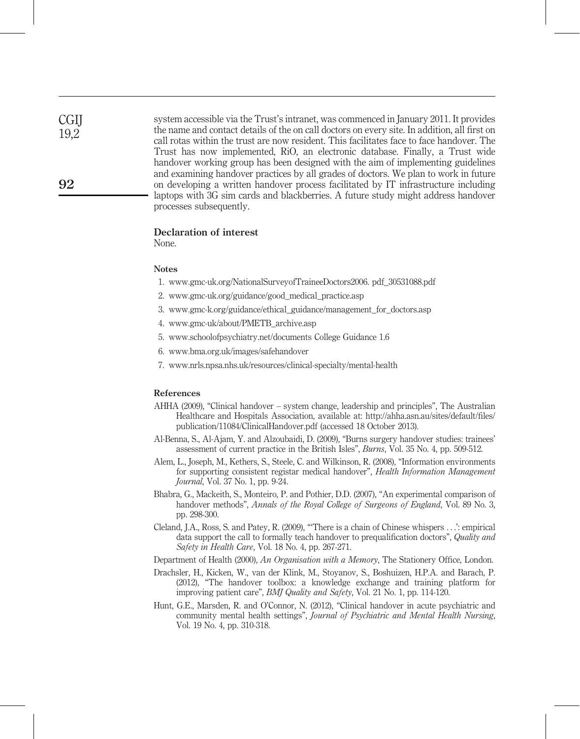system accessible via the Trust's intranet, was commenced in January 2011. It provides the name and contact details of the on call doctors on every site. In addition, all first on call rotas within the trust are now resident. This facilitates face to face handover. The Trust has now implemented, RiO, an electronic database. Finally, a Trust wide handover working group has been designed with the aim of implementing guidelines and examining handover practices by all grades of doctors. We plan to work in future on developing a written handover process facilitated by IT infrastructure including laptops with 3G sim cards and blackberries. A future study might address handover processes subsequently.

### Declaration of interest

None.

#### Notes

1. www.gmc-uk.org/NationalSurveyofTraineeDoctors2006. pdf_30531088.pdf
2. www.gmc-uk.org/guidance/good_medical_practice.asp
3. www.gmc-k.org/guidance/ethical_guidance/management_for_doctors.asp
4. www.gmc-uk/about/PMETB_archive.asp
5. www.schoolofpsychiatry.net/documents College Guidance 1.6
6. www.bma.org.uk/images/safehandover
7. www.nrls.npsa.nhs.uk/resources/clinical-specialty/mental-health

### References

AHHA (2009), "Clinical handover – system change, leadership and principles", The Australian Healthcare and Hospitals Association, available at: http://ahha.asn.au/sites/default/files/publication/11084/ClinicalHandover.pdf (accessed 18 October 2013).

Al-Benna, S., Al-Ajam, Y. and Alzoubaidi, D. (2009), "Burns surgery handover studies: trainees' assessment of current practice in the British Isles", *Burns*, Vol. 35 No. 4, pp. 509-512.

Alem, L., Joseph, M., Kethers, S., Steele, C. and Wilkinson, R. (2008), "Information environments for supporting consistent registar medical handover", *Health Information Management Journal*, Vol. 37 No. 1, pp. 9-24.

Bhabra, G., Mackeith, S., Monteiro, P. and Pothier, D.D. (2007), "An experimental comparison of handover methods", *Annals of the Royal College of Surgeons of England*, Vol. 89 No. 3, pp. 298-300.

Cleland, J.A., Ross, S. and Patey, R. (2009), "'There is a chain of Chinese whispers . . .': empirical data support the call to formally teach handover to prequalification doctors", *Quality and Safety in Health Care*, Vol. 18 No. 4, pp. 267-271.

Department of Health (2000), *An Organisation with a Memory*, The Stationery Office, London.

Drachsler, H., Kicken, W., van der Klink, M., Stoyanov, S., Boshuizen, H.P.A. and Barach, P. (2012), "The handover toolbox: a knowledge exchange and training platform for improving patient care", *BMJ Quality and Safety*, Vol. 21 No. 1, pp. 114-120.

Hunt, G.E., Marsden, R. and O'Connor, N. (2012), "Clinical handover in acute psychiatric and community mental health settings", *Journal of Psychiatric and Mental Health Nursing*, Vol. 19 No. 4, pp. 310-318.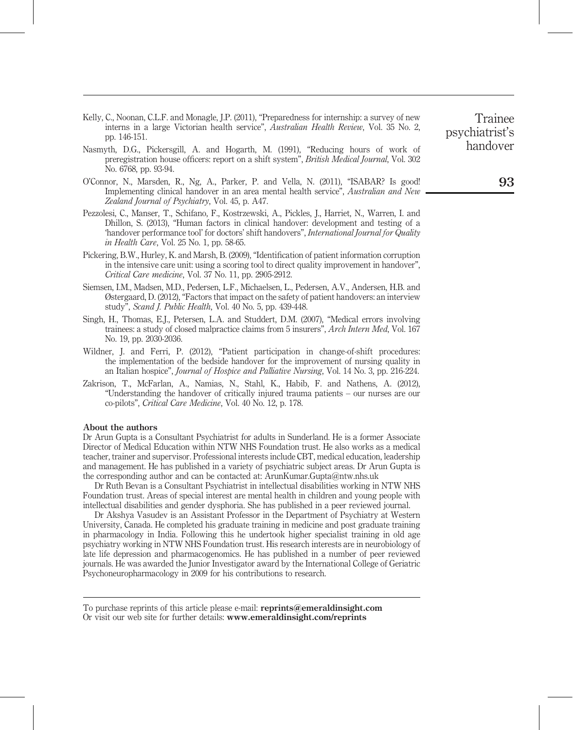Kelly, C., Noonan, C.L.F. and Monagle, J.P. (2011), "Preparedness for internship: a survey of new interns in a large Victorian health service", *Australian Health Review*, Vol. 35 No. 2, pp. 146-151.

Nasmyth, D.G., Pickersgill, A. and Hogarth, M. (1991), "Reducing hours of work of preregistration house officers: report on a shift system", *British Medical Journal*, Vol. 302 No. 6768, pp. 93-94.

O'Connor, N., Marsden, R., Ng, A., Parker, P. and Vella, N. (2011), "ISABAR? Is good! Implementing clinical handover in an area mental health service", *Australian and New Zealand Journal of Psychiatry*, Vol. 45, p. A47.

Pezzolesi, C., Manser, T., Schifano, F., Kostrzewski, A., Pickles, J., Harriet, N., Warren, I. and Dhillon, S. (2013), "Human factors in clinical handover: development and testing of a 'handover performance tool' for doctors' shift handovers", *International Journal for Quality in Health Care*, Vol. 25 No. 1, pp. 58-65.

Pickering, B.W., Hurley, K. and Marsh, B. (2009), "Identification of patient information corruption in the intensive care unit: using a scoring tool to direct quality improvement in handover", *Critical Care medicine*, Vol. 37 No. 11, pp. 2905-2912.

Siemsen, I.M., Madsen, M.D., Pedersen, L.F., Michaelsen, L., Pedersen, A.V., Andersen, H.B. and Østergaard, D. (2012), "Factors that impact on the safety of patient handovers: an interview study", *Scand J. Public Health*, Vol. 40 No. 5, pp. 439-448.

Singh, H., Thomas, E.J., Petersen, L.A. and Studdert, D.M. (2007), "Medical errors involving trainees: a study of closed malpractice claims from 5 insurers", *Arch Intern Med*, Vol. 167 No. 19, pp. 2030-2036.

Wildner, J. and Ferri, P. (2012), "Patient participation in change-of-shift procedures: the implementation of the bedside handover for the improvement of nursing quality in an Italian hospice", *Journal of Hospice and Palliative Nursing*, Vol. 14 No. 3, pp. 216-224.

Zakrison, T., McFarlan, A., Namias, N., Stahl, K., Habib, F. and Nathens, A. (2012), "Understanding the handover of critically injured trauma patients – our nurses are our co-pilots", *Critical Care Medicine*, Vol. 40 No. 12, p. 178.

## About the authors

Dr Arun Gupta is a Consultant Psychiatrist for adults in Sunderland. He is a former Associate Director of Medical Education within NTW NHS Foundation trust. He also works as a medical teacher, trainer and supervisor. Professional interests include CBT, medical education, leadership and management. He has published in a variety of psychiatric subject areas. Dr Arun Gupta is the corresponding author and can be contacted at: ArunKumar.Gupta@ntw.nhs.uk

Dr Ruth Bevan is a Consultant Psychiatrist in intellectual disabilities working in NTW NHS Foundation trust. Areas of special interest are mental health in children and young people with intellectual disabilities and gender dysphoria. She has published in a peer reviewed journal.

Dr Akshya Vasudev is an Assistant Professor in the Department of Psychiatry at Western University, Canada. He completed his graduate training in medicine and post graduate training in pharmacology in India. Following this he undertook higher specialist training in old age psychiatry working in NTW NHS Foundation trust. His research interests are in neurobiology of late life depression and pharmacogenomics. He has published in a number of peer reviewed journals. He was awarded the Junior Investigator award by the International College of Geriatric Psychoneuropharmacology in 2009 for his contributions to research.

To purchase reprints of this article please e-mail: **reprints@emeraldinsight.com**
Or visit our web site for further details: **www.emeraldinsight.com/reprints**